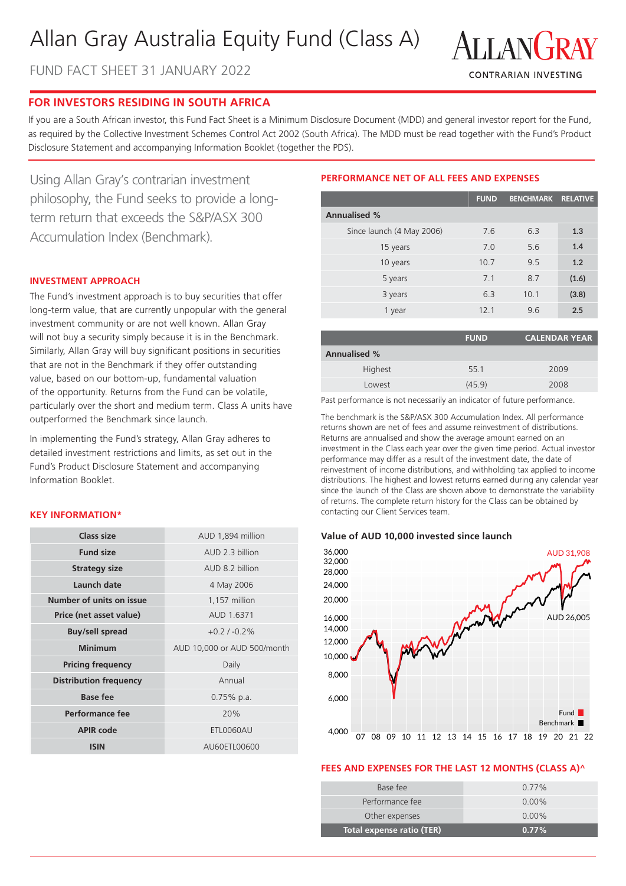# Allan Gray Australia Equity Fund (Class A)

FUND FACT SHEET 31 JANUARY 2022

ALLANGRAY
CONTRARIAN INVESTING

## FOR INVESTORS RESIDING IN SOUTH AFRICA

If you are a South African investor, this Fund Fact Sheet is a Minimum Disclosure Document (MDD) and general investor report for the Fund, as required by the Collective Investment Schemes Control Act 2002 (South Africa). The MDD must be read together with the Fund's Product Disclosure Statement and accompanying Information Booklet (together the PDS).

Using Allan Gray's contrarian investment philosophy, the Fund seeks to provide a long-term return that exceeds the S&P/ASX 300 Accumulation Index (Benchmark).

### INVESTMENT APPROACH

The Fund's investment approach is to buy securities that offer long-term value, that are currently unpopular with the general investment community or are not well known. Allan Gray will not buy a security simply because it is in the Benchmark. Similarly, Allan Gray will buy significant positions in securities that are not in the Benchmark if they offer outstanding value, based on our bottom-up, fundamental valuation of the opportunity. Returns from the Fund can be volatile, particularly over the short and medium term. Class A units have outperformed the Benchmark since launch.

In implementing the Fund's strategy, Allan Gray adheres to detailed investment restrictions and limits, as set out in the Fund's Product Disclosure Statement and accompanying Information Booklet.

### KEY INFORMATION*

| | |
|---|---|
| Class size | AUD 1,894 million |
| Fund size | AUD 2.3 billion |
| Strategy size | AUD 8.2 billion |
| Launch date | 4 May 2006 |
| Number of units on issue | 1,157 million |
| Price (net asset value) | AUD 1.6371 |
| Buy/sell spread | +0.2 / -0.2% |
| Minimum | AUD 10,000 or AUD 500/month |
| Pricing frequency | Daily |
| Distribution frequency | Annual |
| Base fee | 0.75% p.a. |
| Performance fee | 20% |
| APIR code | ETL0060AU |
| ISIN | AU60ETL00600 |

### PERFORMANCE NET OF ALL FEES AND EXPENSES

| | FUND | BENCHMARK | RELATIVE |
|---|---|---|---|
| **Annualised %** | | | |
| Since launch (4 May 2006) | 7.6 | 6.3 | **1.3** |
| 15 years | 7.0 | 5.6 | **1.4** |
| 10 years | 10.7 | 9.5 | **1.2** |
| 5 years | 7.1 | 8.7 | **(1.6)** |
| 3 years | 6.3 | 10.1 | **(3.8)** |
| 1 year | 12.1 | 9.6 | **2.5** |

| | FUND | CALENDAR YEAR |
|---|---|---|
| **Annualised %** | | |
| Highest | 55.1 | 2009 |
| Lowest | (45.9) | 2008 |

Past performance is not necessarily an indicator of future performance.

The benchmark is the S&P/ASX 300 Accumulation Index. All performance returns shown are net of fees and assume reinvestment of distributions. Returns are annualised and show the average amount earned on an investment in the Class each year over the given time period. Actual investor performance may differ as a result of the investment date, the date of reinvestment of income distributions, and withholding tax applied to income distributions. The highest and lowest returns earned during any calendar year since the launch of the Class are shown above to demonstrate the variability of returns. The complete return history for the Class can be obtained by contacting our Client Services team.

### Value of AUD 10,000 invested since launch

Fund: AUD 31,908
Benchmark: AUD 26,005

### FEES AND EXPENSES FOR THE LAST 12 MONTHS (CLASS A)^

| | |
|---|---|
| Base fee | 0.77% |
| Performance fee | 0.00% |
| Other expenses | 0.00% |
| **Total expense ratio (TER)** | **0.77%** |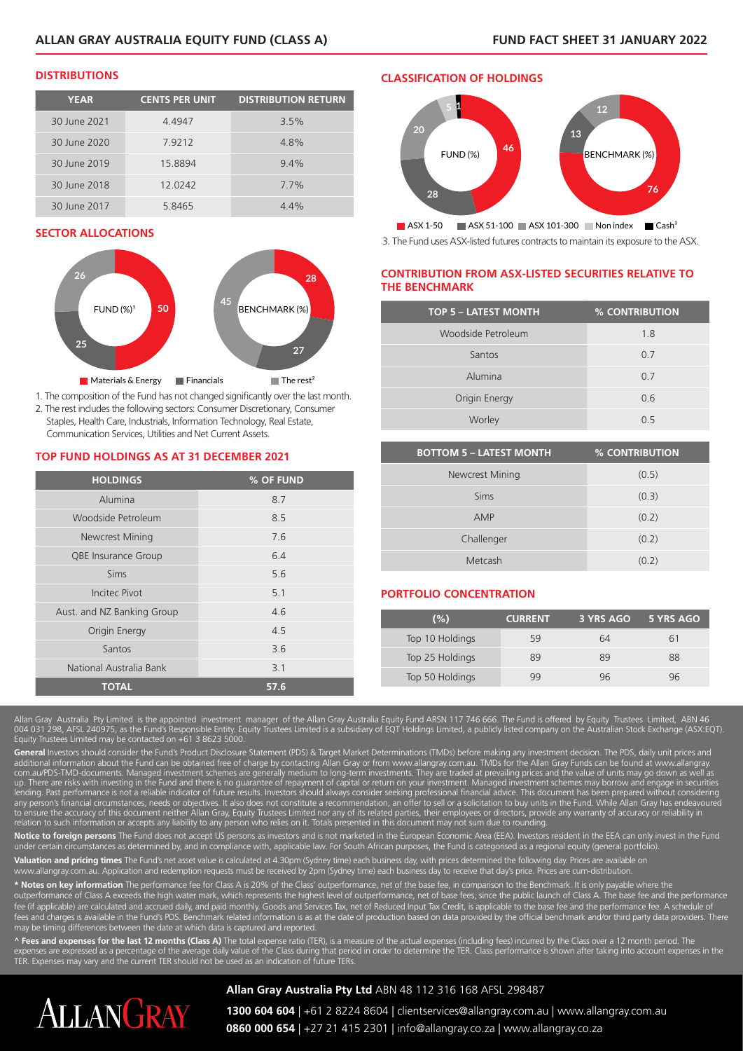## DISTRIBUTIONS

| YEAR | CENTS PER UNIT | DISTRIBUTION RETURN |
|---|---|---|
| 30 June 2021 | 4.4947 | 3.5% |
| 30 June 2020 | 7.9212 | 4.8% |
| 30 June 2019 | 15.8894 | 9.4% |
| 30 June 2018 | 12.0242 | 7.7% |
| 30 June 2017 | 5.8465 | 4.4% |

## SECTOR ALLOCATIONS

FUND (%)[1]
50
25
26

BENCHMARK (%)
28
27
45

Materials & Energy   Financials   The rest[2]

1. The composition of the Fund has not changed significantly over the last month.
2. The rest includes the following sectors: Consumer Discretionary, Consumer Staples, Health Care, Industrials, Information Technology, Real Estate, Communication Services, Utilities and Net Current Assets.

## TOP FUND HOLDINGS AS AT 31 DECEMBER 2021

| HOLDINGS | % OF FUND |
|---|---|
| Alumina | 8.7 |
| Woodside Petroleum | 8.5 |
| Newcrest Mining | 7.6 |
| QBE Insurance Group | 6.4 |
| Sims | 5.6 |
| Incitec Pivot | 5.1 |
| Aust. and NZ Banking Group | 4.6 |
| Origin Energy | 4.5 |
| Santos | 3.6 |
| National Australia Bank | 3.1 |
| **TOTAL** | **57.6** |

## CLASSIFICATION OF HOLDINGS

FUND (%)
46
28
20
5
1

BENCHMARK (%)
76
13
12

ASX 1-50   ASX 51-100   ASX 101-300   Non index   Cash[3]

3. The Fund uses ASX-listed futures contracts to maintain its exposure to the ASX.

## CONTRIBUTION FROM ASX-LISTED SECURITIES RELATIVE TO THE BENCHMARK

| TOP 5 – LATEST MONTH | % CONTRIBUTION |
|---|---|
| Woodside Petroleum | 1.8 |
| Santos | 0.7 |
| Alumina | 0.7 |
| Origin Energy | 0.6 |
| Worley | 0.5 |

| BOTTOM 5 – LATEST MONTH | % CONTRIBUTION |
|---|---|
| Newcrest Mining | (0.5) |
| Sims | (0.3) |
| AMP | (0.2) |
| Challenger | (0.2) |
| Metcash | (0.2) |

## PORTFOLIO CONCENTRATION

| (%) | CURRENT | 3 YRS AGO | 5 YRS AGO |
|---|---|---|---|
| Top 10 Holdings | 59 | 64 | 61 |
| Top 25 Holdings | 89 | 89 | 88 |
| Top 50 Holdings | 99 | 96 | 96 |

Allan Gray Australia Pty Limited is the appointed investment manager of the Allan Gray Australia Equity Fund ARSN 117 746 666. The Fund is offered by Equity Trustees Limited, ABN 46 004 031 298, AFSL 240975, as the Fund's Responsible Entity. Equity Trustees Limited is a subsidiary of EQT Holdings Limited, a publicly listed company on the Australian Stock Exchange (ASX:EQT). Equity Trustees Limited may be contacted on +61 3 8623 5000.

**General** Investors should consider the Fund's Product Disclosure Statement (PDS) & Target Market Determinations (TMDs) before making any investment decision. The PDS, daily unit prices and additional information about the Fund can be obtained free of charge by contacting Allan Gray or from www.allangray.com.au. TMDs for the Allan Gray Funds can be found at www.allangray.com.au/PDS-TMD-documents. Managed investment schemes are generally medium to long-term investments. They are traded at prevailing prices and the value of units may go down as well as up. There are risks with investing in the Fund and there is no guarantee of repayment of capital or return on your investment. Managed investment schemes may borrow and engage in securities lending. Past performance is not a reliable indicator of future results. Investors should always consider seeking professional financial advice. This document has been prepared without considering any person's financial circumstances, needs or objectives. It also does not constitute a recommendation, an offer to sell or a solicitation to buy units in the Fund. While Allan Gray has endeavoured to ensure the accuracy of this document neither Allan Gray, Equity Trustees Limited nor any of its related parties, their employees or directors, provide any warranty of accuracy or reliability in relation to such information or accepts any liability to any person who relies on it. Totals presented in this document may not sum due to rounding.

**Notice to foreign persons** The Fund does not accept US persons as investors and is not marketed in the European Economic Area (EEA). Investors resident in the EEA can only invest in the Fund under certain circumstances as determined by, and in compliance with, applicable law. For South African purposes, the Fund is categorised as a regional equity (general portfolio).

**Valuation and pricing times** The Fund's net asset value is calculated at 4.30pm (Sydney time) each business day, with prices determined the following day. Prices are available on www.allangray.com.au. Application and redemption requests must be received by 2pm (Sydney time) each business day to receive that day's price. Prices are cum-distribution.

**\* Notes on key information** The performance fee for Class A is 20% of the Class' outperformance, net of the base fee, in comparison to the Benchmark. It is only payable where the outperformance of Class A exceeds the high water mark, which represents the highest level of outperformance, net of base fees, since the public launch of Class A. The base fee and the performance fee (if applicable) are calculated and accrued daily, and paid monthly. Goods and Services Tax, net of Reduced Input Tax Credit, is applicable to the base fee and the performance fee. A schedule of fees and charges is available in the Fund's PDS. Benchmark related information is as at the date of production based on data provided by the official benchmark and/or third party data providers. There may be timing differences between the date at which data is captured and reported.

**^ Fees and expenses for the last 12 months (Class A)** The total expense ratio (TER), is a measure of the actual expenses (including fees) incurred by the Class over a 12 month period. The expenses are expressed as a percentage of the average daily value of the Class during that period in order to determine the TER. Class performance is shown after taking into account expenses in the TER. Expenses may vary and the current TER should not be used as an indication of future TERs.

ALLANGRAY

**Allan Gray Australia Pty Ltd** ABN 48 112 316 168 AFSL 298487

**1300 604 604** | +61 2 8224 8604 | clientservices@allangray.com.au | www.allangray.com.au

**0860 000 654** | +27 21 415 2301 | info@allangray.co.za | www.allangray.co.za